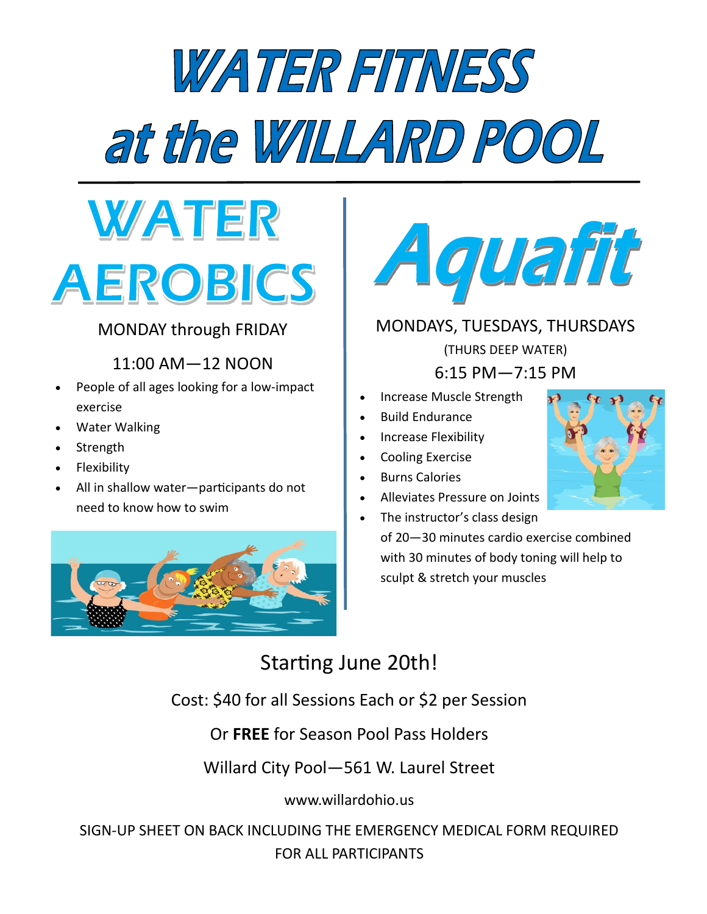# WATER FITNESS at the WILLARD POOL

## WATER AEROBICS

MONDAY through FRIDAY

11:00 AM—12 NOON

- People of all ages looking for a low-impact exercise
- Water Walking
- Strength
- Flexibility
- All in shallow water—participants do not need to know how to swim

## Aquafit

MONDAYS, TUESDAYS, THURSDAYS

(THURS DEEP WATER)

6:15 PM—7:15 PM

- Increase Muscle Strength
- Build Endurance
- Increase Flexibility
- Cooling Exercise
- Burns Calories
- Alleviates Pressure on Joints
- The instructor's class design of 20—30 minutes cardio exercise combined with 30 minutes of body toning will help to sculpt & stretch your muscles

Starting June 20th!

Cost: $40 for all Sessions Each or $2 per Session

Or **FREE** for Season Pool Pass Holders

Willard City Pool—561 W. Laurel Street

www.willardohio.us

SIGN-UP SHEET ON BACK INCLUDING THE EMERGENCY MEDICAL FORM REQUIRED FOR ALL PARTICIPANTS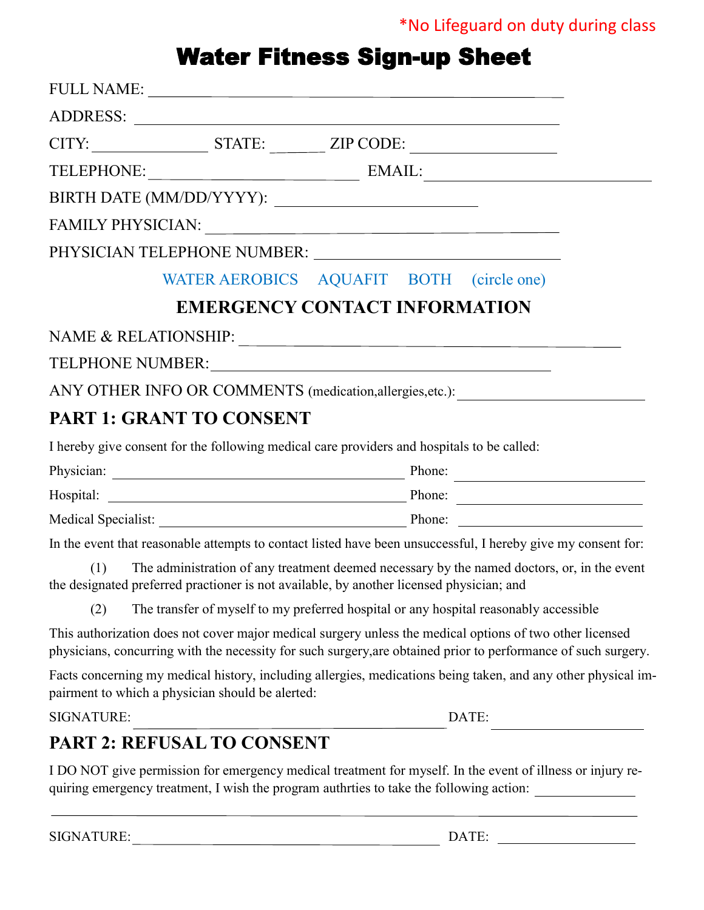*No Lifeguard on duty during class

# Water Fitness Sign-up Sheet

FULL NAME: ______________________________________________

ADDRESS: ______________________________________________

CITY: ______________ STATE: ______ ZIP CODE: ________________

TELEPHONE: _________________________ EMAIL: ___________________________

BIRTH DATE (MM/DD/YYYY): ________________________

FAMILY PHYSICIAN: ________________________________________

PHYSICIAN TELEPHONE NUMBER: _____________________________

WATER AEROBICS AQUAFIT BOTH (circle one)

## EMERGENCY CONTACT INFORMATION

NAME & RELATIONSHIP: _____________________________________________

TELPHONE NUMBER: ________________________________________

ANY OTHER INFO OR COMMENTS (medication,allergies,etc.): ______________________

## PART 1: GRANT TO CONSENT

I hereby give consent for the following medical care providers and hospitals to be called:

Physician: ____________________________________ Phone: ______________________

Hospital: ____________________________________ Phone: ______________________

Medical Specialist: ______________________________ Phone: ______________________

In the event that reasonable attempts to contact listed have been unsuccessful, I hereby give my consent for:

(1) The administration of any treatment deemed necessary by the named doctors, or, in the event the designated preferred practioner is not available, by another licensed physician; and

(2) The transfer of myself to my preferred hospital or any hospital reasonably accessible

This authorization does not cover major medical surgery unless the medical options of two other licensed physicians, concurring with the necessity for such surgery,are obtained prior to performance of such surgery.

Facts concerning my medical history, including allergies, medications being taken, and any other physical impairment to which a physician should be alerted:

SIGNATURE: ______________________________________ DATE: __________________

## PART 2: REFUSAL TO CONSENT

I DO NOT give permission for emergency medical treatment for myself. In the event of illness or injury requiring emergency treatment, I wish the program authrties to take the following action: ______________

_______________________________________________________________________

SIGNATURE: ______________________________________ DATE: __________________